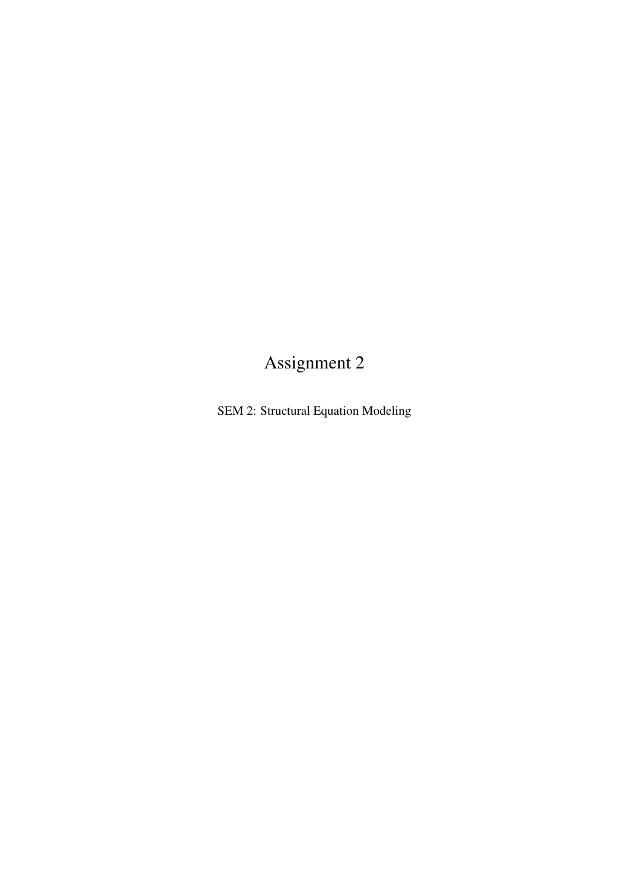# Assignment 2

SEM 2: Structural Equation Modeling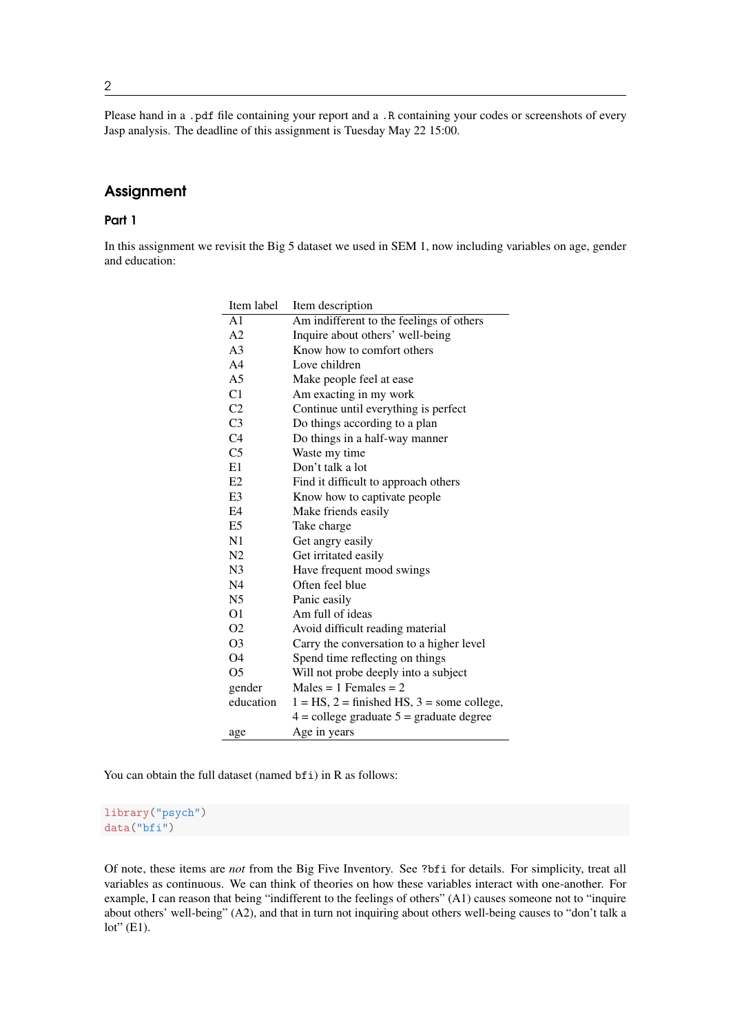Please hand in a `.pdf` file containing your report and a `.R` containing your codes or screenshots of every Jasp analysis. The deadline of this assignment is Tuesday May 22 15:00.

## Assignment

### Part 1

In this assignment we revisit the Big 5 dataset we used in SEM 1, now including variables on age, gender and education:

| Item label | Item description |
|---|---|
| A1 | Am indifferent to the feelings of others |
| A2 | Inquire about others' well-being |
| A3 | Know how to comfort others |
| A4 | Love children |
| A5 | Make people feel at ease |
| C1 | Am exacting in my work |
| C2 | Continue until everything is perfect |
| C3 | Do things according to a plan |
| C4 | Do things in a half-way manner |
| C5 | Waste my time |
| E1 | Don't talk a lot |
| E2 | Find it difficult to approach others |
| E3 | Know how to captivate people |
| E4 | Make friends easily |
| E5 | Take charge |
| N1 | Get angry easily |
| N2 | Get irritated easily |
| N3 | Have frequent mood swings |
| N4 | Often feel blue |
| N5 | Panic easily |
| O1 | Am full of ideas |
| O2 | Avoid difficult reading material |
| O3 | Carry the conversation to a higher level |
| O4 | Spend time reflecting on things |
| O5 | Will not probe deeply into a subject |
| gender | Males = 1 Females = 2 |
| education | 1 = HS, 2 = finished HS, 3 = some college, 4 = college graduate 5 = graduate degree |
| age | Age in years |

You can obtain the full dataset (named `bfi`) in R as follows:

```
library("psych")
data("bfi")
```

Of note, these items are *not* from the Big Five Inventory. See `?bfi` for details. For simplicity, treat all variables as continuous. We can think of theories on how these variables interact with one-another. For example, I can reason that being "indifferent to the feelings of others" (A1) causes someone not to "inquire about others' well-being" (A2), and that in turn not inquiring about others well-being causes to "don't talk a lot" (E1).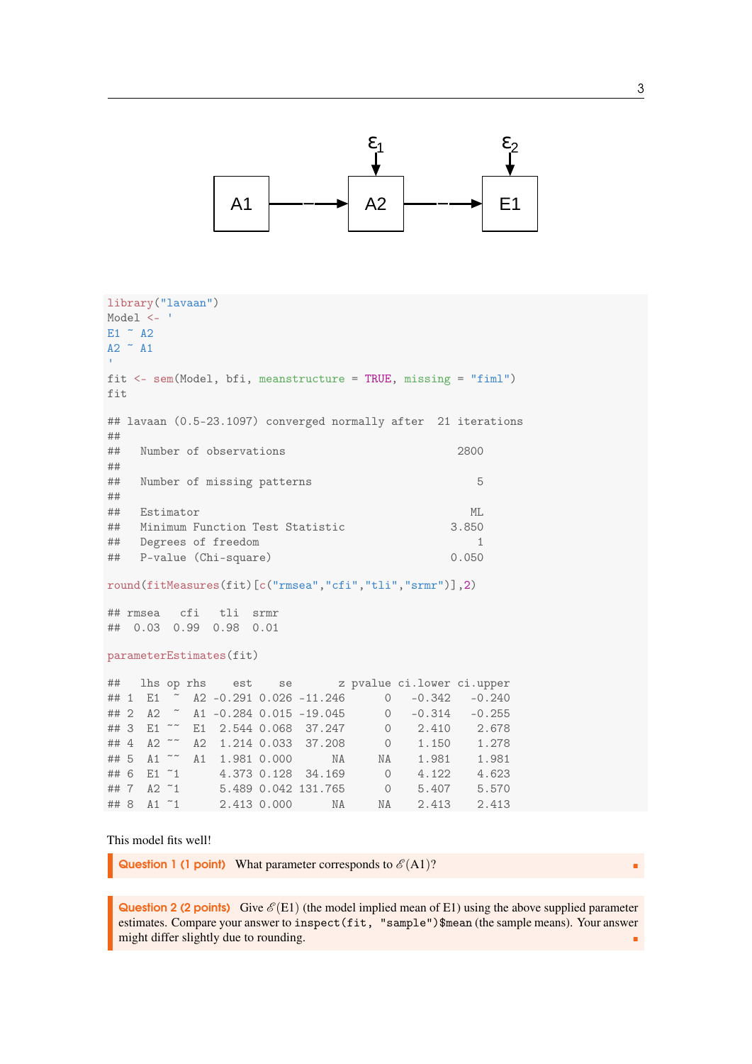```
library("lavaan")
Model <- '
E1 ~ A2
A2 ~ A1
'
fit <- sem(Model, bfi, meanstructure = TRUE, missing = "fiml")
fit

## lavaan (0.5-23.1097) converged normally after  21 iterations
##
##   Number of observations                          2800
##
##   Number of missing patterns                         5
##
##   Estimator                                         ML
##   Minimum Function Test Statistic                3.850
##   Degrees of freedom                                 1
##   P-value (Chi-square)                           0.050

round(fitMeasures(fit)[c("rmsea","cfi","tli","srmr")],2)

## rmsea   cfi   tli  srmr
##  0.03  0.99  0.98  0.01

parameterEstimates(fit)

##   lhs op rhs    est    se       z pvalue ci.lower ci.upper
## 1  E1  ~  A2 -0.291 0.026 -11.246      0   -0.342   -0.240
## 2  A2  ~  A1 -0.284 0.015 -19.045      0   -0.314   -0.255
## 3  E1 ~~  E1  2.544 0.068  37.247      0    2.410    2.678
## 4  A2 ~~  A2  1.214 0.033  37.208      0    1.150    1.278
## 5  A1 ~~  A1  1.981 0.000      NA     NA    1.981    1.981
## 6  E1 ~1      4.373 0.128  34.169      0    4.122    4.623
## 7  A2 ~1      5.489 0.042 131.765      0    5.407    5.570
## 8  A1 ~1      2.413 0.000      NA     NA    2.413    2.413
```

This model fits well!

**Question 1 (1 point)** What parameter corresponds to $\mathscr{E}(\text{A1})$?

**Question 2 (2 points)** Give $\mathscr{E}(\text{E1})$ (the model implied mean of E1) using the above supplied parameter estimates. Compare your answer to `inspect(fit, "sample")$mean` (the sample means). Your answer might differ slightly due to rounding.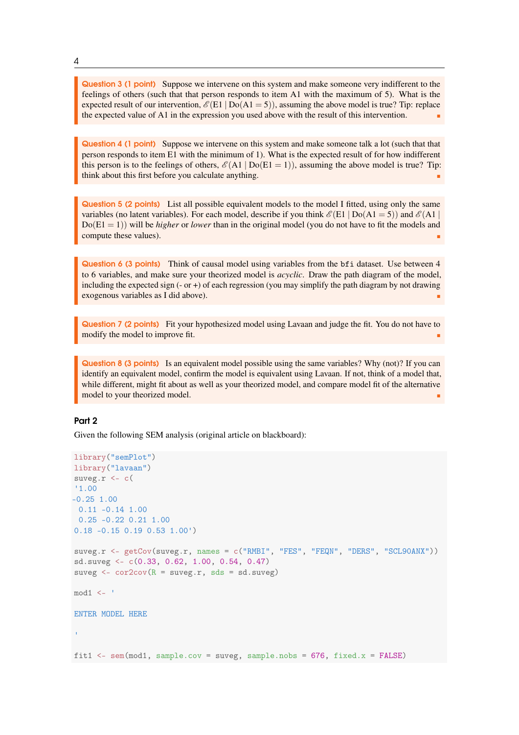**Question 3 (1 point)** Suppose we intervene on this system and make someone very indifferent to the feelings of others (such that that person responds to item A1 with the maximum of 5). What is the expected result of our intervention, $\mathscr{E}(\text{E1} \mid \text{Do}(\text{A1} = 5))$, assuming the above model is true? Tip: replace the expected value of A1 in the expression you used above with the result of this intervention.

**Question 4 (1 point)** Suppose we intervene on this system and make someone talk a lot (such that that person responds to item E1 with the minimum of 1). What is the expected result of for how indifferent this person is to the feelings of others, $\mathscr{E}(\text{A1} \mid \text{Do}(\text{E1} = 1))$, assuming the above model is true? Tip: think about this first before you calculate anything.

**Question 5 (2 points)** List all possible equivalent models to the model I fitted, using only the same variables (no latent variables). For each model, describe if you think $\mathscr{E}(\text{E1} \mid \text{Do}(\text{A1} = 5))$ and $\mathscr{E}(\text{A1} \mid \text{Do}(\text{E1} = 1))$ will be *higher* or *lower* than in the original model (you do not have to fit the models and compute these values).

**Question 6 (3 points)** Think of causal model using variables from the `bfi` dataset. Use between 4 to 6 variables, and make sure your theorized model is *acyclic*. Draw the path diagram of the model, including the expected sign (- or +) of each regression (you may simplify the path diagram by not drawing exogenous variables as I did above).

**Question 7 (2 points)** Fit your hypothesized model using Lavaan and judge the fit. You do not have to modify the model to improve fit.

**Question 8 (3 points)** Is an equivalent model possible using the same variables? Why (not)? If you can identify an equivalent model, confirm the model is equivalent using Lavaan. If not, think of a model that, while different, might fit about as well as your theorized model, and compare model fit of the alternative model to your theorized model.

## Part 2

Given the following SEM analysis (original article on blackboard):

```
library("semPlot")
library("lavaan")
suveg.r <- c(
'1.00
-0.25 1.00
 0.11 -0.14 1.00
 0.25 -0.22 0.21 1.00
0.18 -0.15 0.19 0.53 1.00')

suveg.r <- getCov(suveg.r, names = c("RMBI", "FES", "FEQN", "DERS", "SCL90ANX"))
sd.suveg <- c(0.33, 0.62, 1.00, 0.54, 0.47)
suveg <- cor2cov(R = suveg.r, sds = sd.suveg)

mod1 <- '

ENTER MODEL HERE

'

fit1 <- sem(mod1, sample.cov = suveg, sample.nobs = 676, fixed.x = FALSE)
```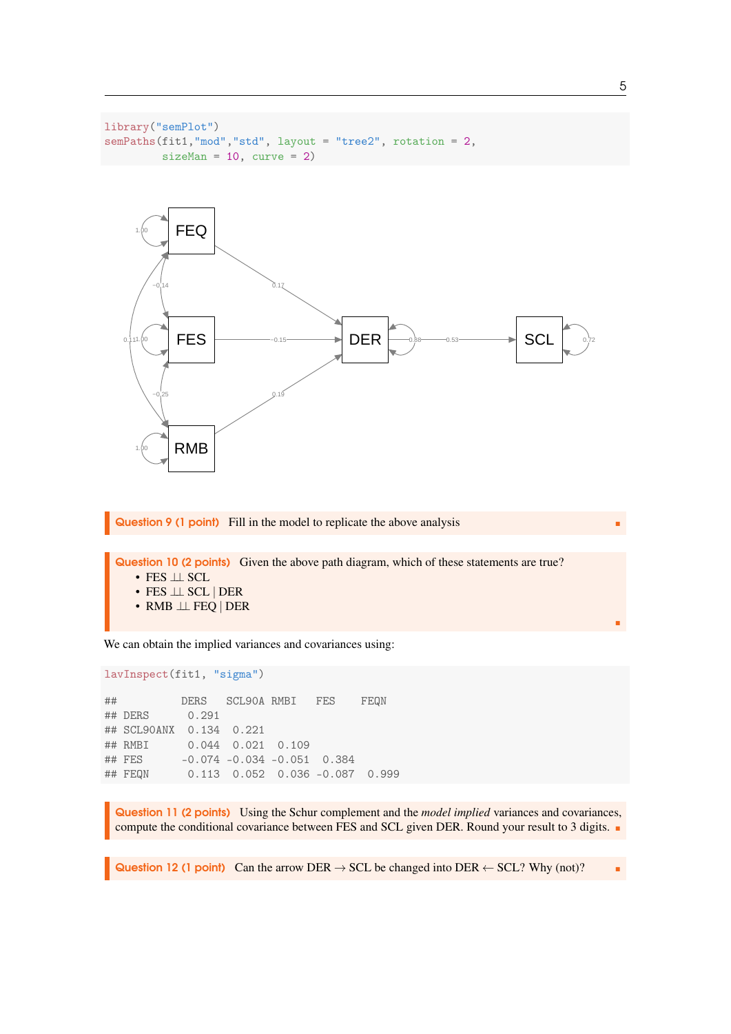```r
library("semPlot")
semPaths(fit1,"mod","std", layout = "tree2", rotation = 2,
         sizeMan = 10, curve = 2)
```

FEQ
FES
RMB
DER
SCL
1.00
-0.14
0.11
1.00
-0.25
1.00
0.17
-0.15
0.19
0.88
0.53
0.72

**Question 9 (1 point)** Fill in the model to replicate the above analysis

**Question 10 (2 points)** Given the above path diagram, which of these statements are true?

- FES $\perp\!\!\!\perp$ SCL
- FES $\perp\!\!\!\perp$ SCL | DER
- RMB $\perp\!\!\!\perp$ FEQ | DER

We can obtain the implied variances and covariances using:

```r
lavInspect(fit1, "sigma")

##           DERS   SCL90A RMBI   FES    FEQN
## DERS       0.291
## SCL90ANX  0.134  0.221
## RMBI       0.044  0.021  0.109
## FES       -0.074 -0.034 -0.051  0.384
## FEQN       0.113  0.052  0.036 -0.087  0.999
```

**Question 11 (2 points)** Using the Schur complement and the *model implied* variances and covariances, compute the conditional covariance between FES and SCL given DER. Round your result to 3 digits.

**Question 12 (1 point)** Can the arrow DER → SCL be changed into DER ← SCL? Why (not)?